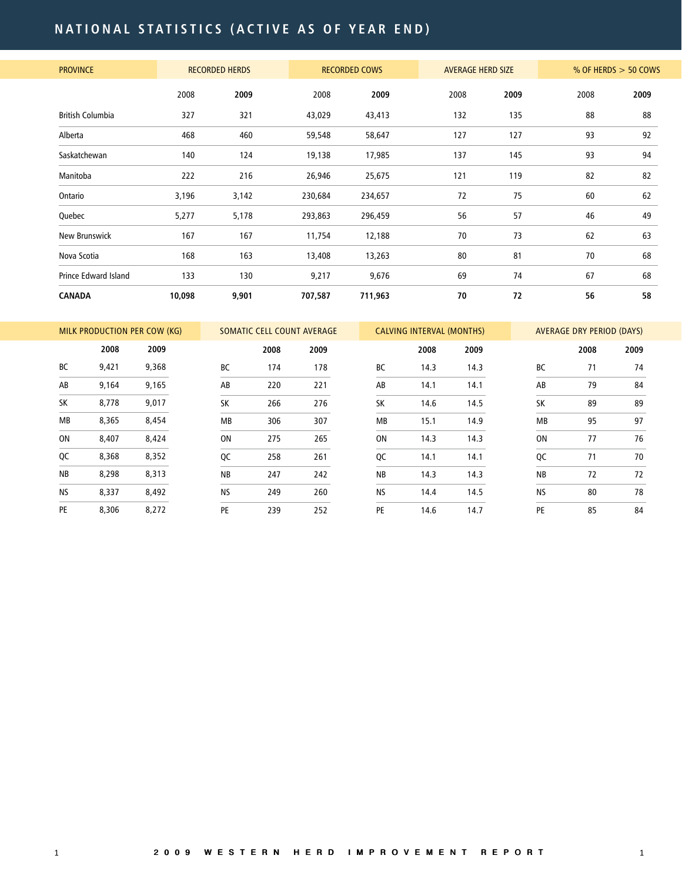# NATIONAL STATISTICS (ACTIVE AS OF YEAR END)

| PROVINCE | RECORDED HERDS | | RECORDED COWS | | AVERAGE HERD SIZE | | % OF HERDS > 50 COWS | |
|---|---|---|---|---|---|---|---|---|
| | 2008 | **2009** | 2008 | **2009** | 2008 | **2009** | 2008 | **2009** |
| British Columbia | 327 | 321 | 43,029 | 43,413 | 132 | 135 | 88 | 88 |
| Alberta | 468 | 460 | 59,548 | 58,647 | 127 | 127 | 93 | 92 |
| Saskatchewan | 140 | 124 | 19,138 | 17,985 | 137 | 145 | 93 | 94 |
| Manitoba | 222 | 216 | 26,946 | 25,675 | 121 | 119 | 82 | 82 |
| Ontario | 3,196 | 3,142 | 230,684 | 234,657 | 72 | 75 | 60 | 62 |
| Quebec | 5,277 | 5,178 | 293,863 | 296,459 | 56 | 57 | 46 | 49 |
| New Brunswick | 167 | 167 | 11,754 | 12,188 | 70 | 73 | 62 | 63 |
| Nova Scotia | 168 | 163 | 13,408 | 13,263 | 80 | 81 | 70 | 68 |
| Prince Edward Island | 133 | 130 | 9,217 | 9,676 | 69 | 74 | 67 | 68 |
| **CANADA** | **10,098** | **9,901** | **707,587** | **711,963** | **70** | **72** | **56** | **58** |

| MILK PRODUCTION PER COW (KG) | | |
|---|---|---|
| | **2008** | **2009** |
| BC | 9,421 | 9,368 |
| AB | 9,164 | 9,165 |
| SK | 8,778 | 9,017 |
| MB | 8,365 | 8,454 |
| ON | 8,407 | 8,424 |
| QC | 8,368 | 8,352 |
| NB | 8,298 | 8,313 |
| NS | 8,337 | 8,492 |
| PE | 8,306 | 8,272 |

| SOMATIC CELL COUNT AVERAGE | | |
|---|---|---|
| | **2008** | **2009** |
| BC | 174 | 178 |
| AB | 220 | 221 |
| SK | 266 | 276 |
| MB | 306 | 307 |
| ON | 275 | 265 |
| QC | 258 | 261 |
| NB | 247 | 242 |
| NS | 249 | 260 |
| PE | 239 | 252 |

| CALVING INTERVAL (MONTHS) | | |
|---|---|---|
| | **2008** | **2009** |
| BC | 14.3 | 14.3 |
| AB | 14.1 | 14.1 |
| SK | 14.6 | 14.5 |
| MB | 15.1 | 14.9 |
| ON | 14.3 | 14.3 |
| QC | 14.1 | 14.1 |
| NB | 14.3 | 14.3 |
| NS | 14.4 | 14.5 |
| PE | 14.6 | 14.7 |

| AVERAGE DRY PERIOD (DAYS) | | |
|---|---|---|
| | **2008** | **2009** |
| BC | 71 | 74 |
| AB | 79 | 84 |
| SK | 89 | 89 |
| MB | 95 | 97 |
| ON | 77 | 76 |
| QC | 71 | 70 |
| NB | 72 | 72 |
| NS | 80 | 78 |
| PE | 85 | 84 |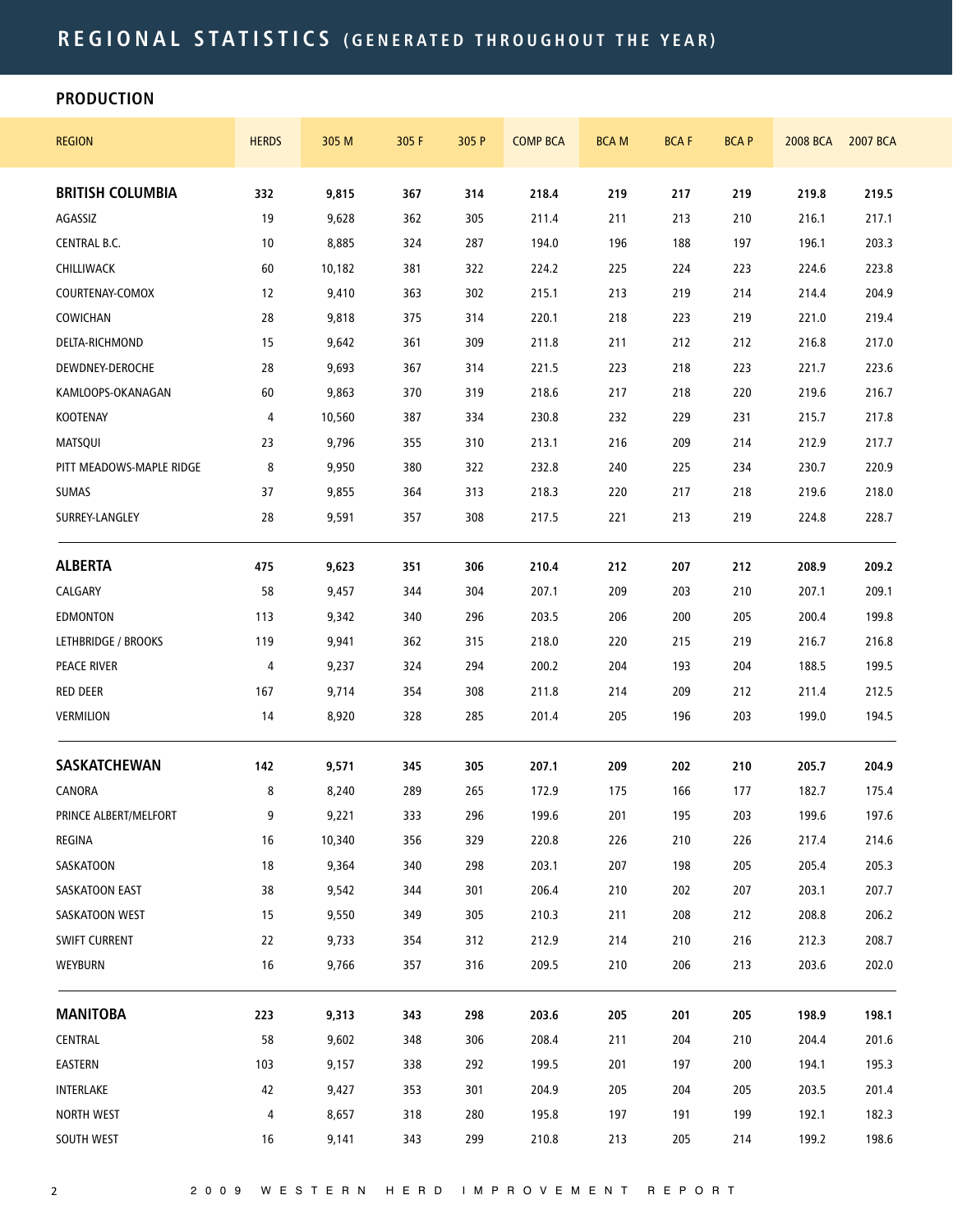# REGIONAL STATISTICS (GENERATED THROUGHOUT THE YEAR)

## PRODUCTION

| REGION | HERDS | 305 M | 305 F | 305 P | COMP BCA | BCA M | BCA F | BCA P | 2008 BCA | 2007 BCA |
|---|---|---|---|---|---|---|---|---|---|---|
| **BRITISH COLUMBIA** | **332** | **9,815** | **367** | **314** | **218.4** | **219** | **217** | **219** | **219.8** | **219.5** |
| AGASSIZ | 19 | 9,628 | 362 | 305 | 211.4 | 211 | 213 | 210 | 216.1 | 217.1 |
| CENTRAL B.C. | 10 | 8,885 | 324 | 287 | 194.0 | 196 | 188 | 197 | 196.1 | 203.3 |
| CHILLIWACK | 60 | 10,182 | 381 | 322 | 224.2 | 225 | 224 | 223 | 224.6 | 223.8 |
| COURTENAY-COMOX | 12 | 9,410 | 363 | 302 | 215.1 | 213 | 219 | 214 | 214.4 | 204.9 |
| COWICHAN | 28 | 9,818 | 375 | 314 | 220.1 | 218 | 223 | 219 | 221.0 | 219.4 |
| DELTA-RICHMOND | 15 | 9,642 | 361 | 309 | 211.8 | 211 | 212 | 212 | 216.8 | 217.0 |
| DEWDNEY-DEROCHE | 28 | 9,693 | 367 | 314 | 221.5 | 223 | 218 | 223 | 221.7 | 223.6 |
| KAMLOOPS-OKANAGAN | 60 | 9,863 | 370 | 319 | 218.6 | 217 | 218 | 220 | 219.6 | 216.7 |
| KOOTENAY | 4 | 10,560 | 387 | 334 | 230.8 | 232 | 229 | 231 | 215.7 | 217.8 |
| MATSQUI | 23 | 9,796 | 355 | 310 | 213.1 | 216 | 209 | 214 | 212.9 | 217.7 |
| PITT MEADOWS-MAPLE RIDGE | 8 | 9,950 | 380 | 322 | 232.8 | 240 | 225 | 234 | 230.7 | 220.9 |
| SUMAS | 37 | 9,855 | 364 | 313 | 218.3 | 220 | 217 | 218 | 219.6 | 218.0 |
| SURREY-LANGLEY | 28 | 9,591 | 357 | 308 | 217.5 | 221 | 213 | 219 | 224.8 | 228.7 |
| **ALBERTA** | **475** | **9,623** | **351** | **306** | **210.4** | **212** | **207** | **212** | **208.9** | **209.2** |
| CALGARY | 58 | 9,457 | 344 | 304 | 207.1 | 209 | 203 | 210 | 207.1 | 209.1 |
| EDMONTON | 113 | 9,342 | 340 | 296 | 203.5 | 206 | 200 | 205 | 200.4 | 199.8 |
| LETHBRIDGE / BROOKS | 119 | 9,941 | 362 | 315 | 218.0 | 220 | 215 | 219 | 216.7 | 216.8 |
| PEACE RIVER | 4 | 9,237 | 324 | 294 | 200.2 | 204 | 193 | 204 | 188.5 | 199.5 |
| RED DEER | 167 | 9,714 | 354 | 308 | 211.8 | 214 | 209 | 212 | 211.4 | 212.5 |
| VERMILION | 14 | 8,920 | 328 | 285 | 201.4 | 205 | 196 | 203 | 199.0 | 194.5 |
| **SASKATCHEWAN** | **142** | **9,571** | **345** | **305** | **207.1** | **209** | **202** | **210** | **205.7** | **204.9** |
| CANORA | 8 | 8,240 | 289 | 265 | 172.9 | 175 | 166 | 177 | 182.7 | 175.4 |
| PRINCE ALBERT/MELFORT | 9 | 9,221 | 333 | 296 | 199.6 | 201 | 195 | 203 | 199.6 | 197.6 |
| REGINA | 16 | 10,340 | 356 | 329 | 220.8 | 226 | 210 | 226 | 217.4 | 214.6 |
| SASKATOON | 18 | 9,364 | 340 | 298 | 203.1 | 207 | 198 | 205 | 205.4 | 205.3 |
| SASKATOON EAST | 38 | 9,542 | 344 | 301 | 206.4 | 210 | 202 | 207 | 203.1 | 207.7 |
| SASKATOON WEST | 15 | 9,550 | 349 | 305 | 210.3 | 211 | 208 | 212 | 208.8 | 206.2 |
| SWIFT CURRENT | 22 | 9,733 | 354 | 312 | 212.9 | 214 | 210 | 216 | 212.3 | 208.7 |
| WEYBURN | 16 | 9,766 | 357 | 316 | 209.5 | 210 | 206 | 213 | 203.6 | 202.0 |
| **MANITOBA** | **223** | **9,313** | **343** | **298** | **203.6** | **205** | **201** | **205** | **198.9** | **198.1** |
| CENTRAL | 58 | 9,602 | 348 | 306 | 208.4 | 211 | 204 | 210 | 204.4 | 201.6 |
| EASTERN | 103 | 9,157 | 338 | 292 | 199.5 | 201 | 197 | 200 | 194.1 | 195.3 |
| INTERLAKE | 42 | 9,427 | 353 | 301 | 204.9 | 205 | 204 | 205 | 203.5 | 201.4 |
| NORTH WEST | 4 | 8,657 | 318 | 280 | 195.8 | 197 | 191 | 199 | 192.1 | 182.3 |
| SOUTH WEST | 16 | 9,141 | 343 | 299 | 210.8 | 213 | 205 | 214 | 199.2 | 198.6 |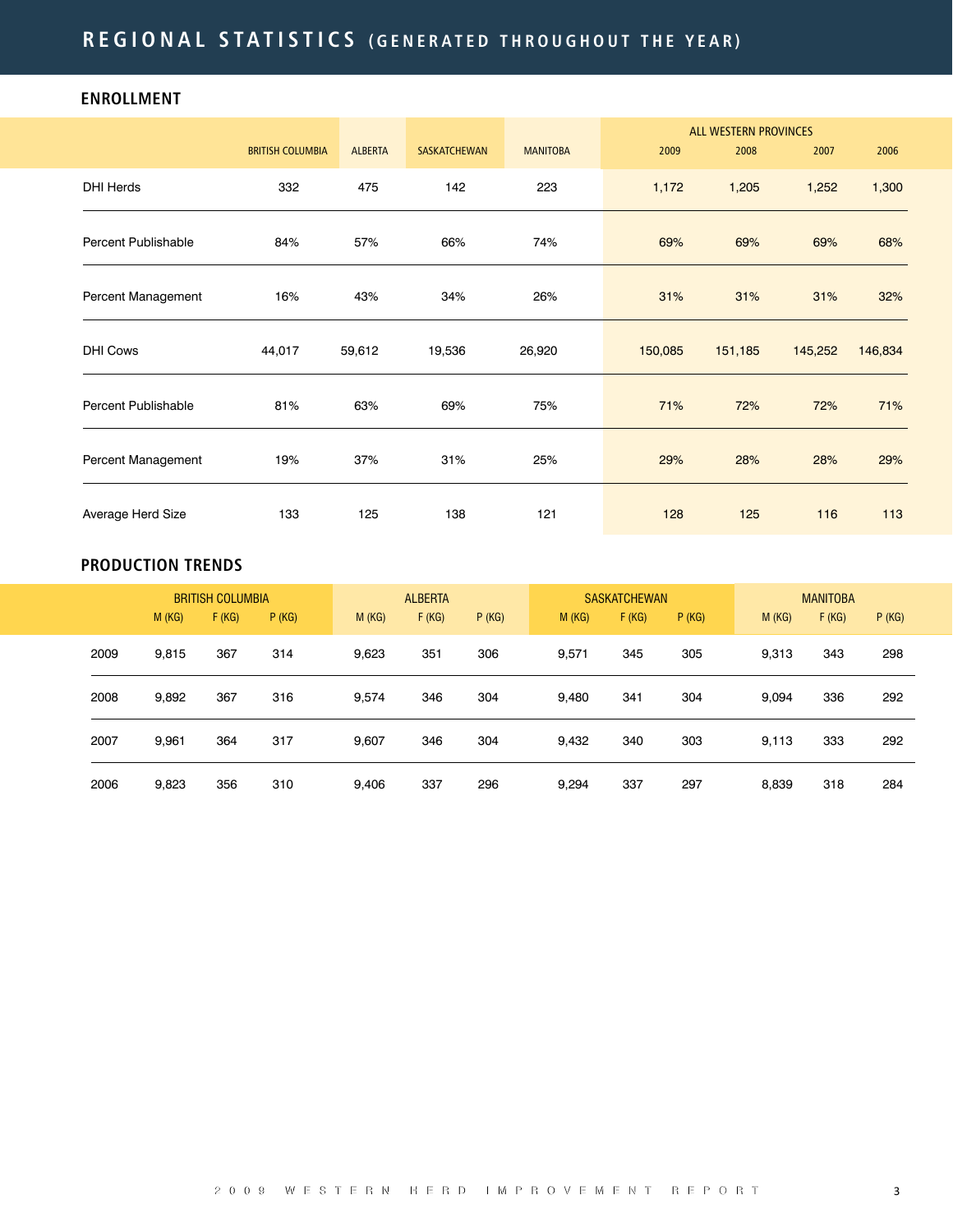# REGIONAL STATISTICS (GENERATED THROUGHOUT THE YEAR)

## ENROLLMENT

| | BRITISH COLUMBIA | ALBERTA | SASKATCHEWAN | MANITOBA | ALL WESTERN PROVINCES 2009 | 2008 | 2007 | 2006 |
|---|---|---|---|---|---|---|---|---|
| DHI Herds | 332 | 475 | 142 | 223 | 1,172 | 1,205 | 1,252 | 1,300 |
| Percent Publishable | 84% | 57% | 66% | 74% | 69% | 69% | 69% | 68% |
| Percent Management | 16% | 43% | 34% | 26% | 31% | 31% | 31% | 32% |
| DHI Cows | 44,017 | 59,612 | 19,536 | 26,920 | 150,085 | 151,185 | 145,252 | 146,834 |
| Percent Publishable | 81% | 63% | 69% | 75% | 71% | 72% | 72% | 71% |
| Percent Management | 19% | 37% | 31% | 25% | 29% | 28% | 28% | 29% |
| Average Herd Size | 133 | 125 | 138 | 121 | 128 | 125 | 116 | 113 |

## PRODUCTION TRENDS

| | BRITISH COLUMBIA | | | ALBERTA | | | SASKATCHEWAN | | | MANITOBA | | |
|---|---|---|---|---|---|---|---|---|---|---|---|---|
| | M (KG) | F (KG) | P (KG) | M (KG) | F (KG) | P (KG) | M (KG) | F (KG) | P (KG) | M (KG) | F (KG) | P (KG) |
| 2009 | 9,815 | 367 | 314 | 9,623 | 351 | 306 | 9,571 | 345 | 305 | 9,313 | 343 | 298 |
| 2008 | 9,892 | 367 | 316 | 9,574 | 346 | 304 | 9,480 | 341 | 304 | 9,094 | 336 | 292 |
| 2007 | 9,961 | 364 | 317 | 9,607 | 346 | 304 | 9,432 | 340 | 303 | 9,113 | 333 | 292 |
| 2006 | 9,823 | 356 | 310 | 9,406 | 337 | 296 | 9,294 | 337 | 297 | 8,839 | 318 | 284 |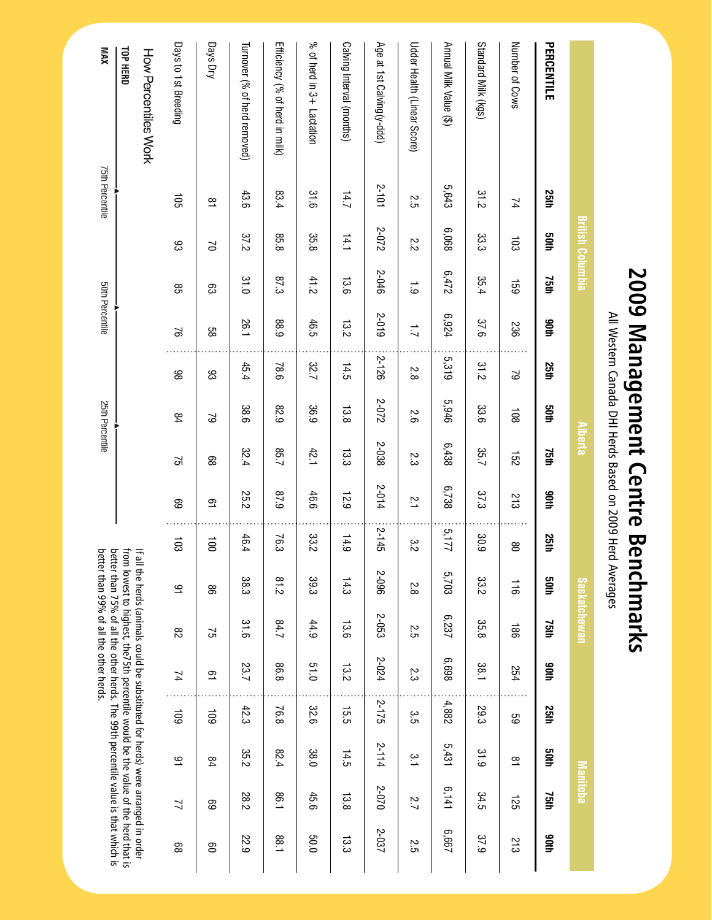# 2009 Management Centre Benchmarks

All Western Canada DHI Herds Based on 2009 Herd Averages

| | British Columbia | | | | Alberta | | | | Saskatchewan | | | | Manitoba | | | |
|---|---|---|---|---|---|---|---|---|---|---|---|---|---|---|---|---|
| **PERCENTILE** | **25th** | **50th** | **75th** | **90th** | **25th** | **50th** | **75th** | **90th** | **25th** | **50th** | **75th** | **90th** | **25th** | **50th** | **75th** | **90th** |
| Number of Cows | 74 | 103 | 159 | 236 | 79 | 108 | 152 | 213 | 80 | 116 | 186 | 254 | 59 | 81 | 125 | 213 |
| Standard Milk (kgs) | 31.2 | 33.3 | 35.4 | 37.6 | 31.2 | 33.6 | 35.7 | 37.3 | 30.9 | 33.2 | 35.8 | 38.1 | 29.3 | 31.9 | 34.5 | 37.9 |
| Annual Milk Value ($) | 5,643 | 6,068 | 6,472 | 6,924 | 5,319 | 5,946 | 6,438 | 6,738 | 5,177 | 5,703 | 6,237 | 6,698 | 4,882 | 5,431 | 6,141 | 6,667 |
| Udder Health (Linear Score) | 2.5 | 2.2 | 1.9 | 1.7 | 2.8 | 2.6 | 2.3 | 2.1 | 3.2 | 2.8 | 2.5 | 2.3 | 3.5 | 3.1 | 2.7 | 2.5 |
| Age at 1st Calving(y-ddd) | 2-101 | 2-072 | 2-046 | 2-019 | 2-126 | 2-072 | 2-038 | 2-014 | 2-145 | 2-096 | 2-053 | 2-024 | 2-175 | 2-114 | 2-070 | 2-037 |
| Calving Interval (months) | 14.7 | 14.1 | 13.6 | 13.2 | 14.5 | 13.8 | 13.3 | 12.9 | 14.9 | 14.3 | 13.6 | 13.2 | 15.5 | 14.5 | 13.8 | 13.3 |
| % of herd in 3+ Lactation | 31.6 | 35.8 | 41.2 | 46.5 | 32.7 | 36.9 | 42.1 | 46.6 | 33.2 | 39.3 | 44.9 | 51.0 | 32.6 | 38.0 | 45.6 | 50.0 |
| Efficiency (% of herd in milk) | 83.4 | 85.8 | 87.3 | 88.9 | 78.6 | 82.9 | 85.7 | 87.9 | 76.3 | 81.2 | 84.7 | 86.8 | 76.8 | 82.4 | 86.1 | 88.1 |
| Turnover (% of herd removed) | 43.6 | 37.2 | 31.0 | 26.1 | 45.4 | 38.6 | 32.4 | 25.2 | 46.4 | 38.3 | 31.6 | 23.7 | 42.3 | 35.2 | 28.2 | 22.9 |
| Days Dry | 81 | 70 | 63 | 58 | 93 | 79 | 68 | 61 | 100 | 86 | 75 | 61 | 109 | 84 | 69 | 60 |
| Days to 1st Breeding | 105 | 93 | 85 | 76 | 98 | 84 | 75 | 69 | 103 | 91 | 82 | 74 | 109 | 91 | 77 | 68 |

## How Percentiles Work

TOP HERD — MAX — 75th Percentile — 50th Percentile — 25th Percentile

If all the herds (animals could be substituted for herds) were arranged in order from lowest to highest, the75th percentile would be the value of the herd that is better than 75% of all the other herds. The 99th percentile value is that which is better than 99% of all the other herds.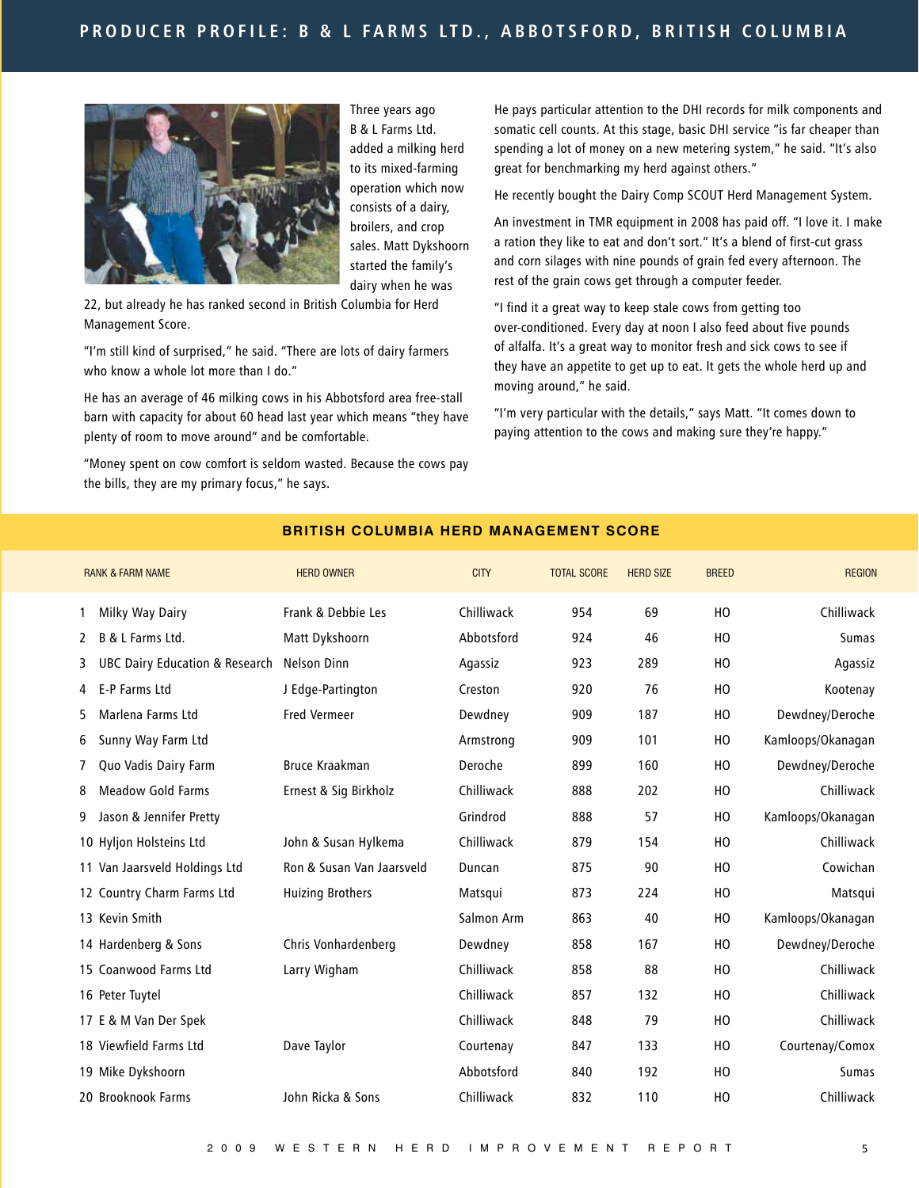# PRODUCER PROFILE: B & L FARMS LTD., ABBOTSFORD, BRITISH COLUMBIA

Three years ago B & L Farms Ltd. added a milking herd to its mixed-farming operation which now consists of a dairy, broilers, and crop sales. Matt Dykshoorn started the family's dairy when he was 22, but already he has ranked second in British Columbia for Herd Management Score.

"I'm still kind of surprised," he said. "There are lots of dairy farmers who know a whole lot more than I do."

He has an average of 46 milking cows in his Abbotsford area free-stall barn with capacity for about 60 head last year which means "they have plenty of room to move around" and be comfortable.

"Money spent on cow comfort is seldom wasted. Because the cows pay the bills, they are my primary focus," he says.

He pays particular attention to the DHI records for milk components and somatic cell counts. At this stage, basic DHI service "is far cheaper than spending a lot of money on a new metering system," he said. "It's also great for benchmarking my herd against others."

He recently bought the Dairy Comp SCOUT Herd Management System.

An investment in TMR equipment in 2008 has paid off. "I love it. I make a ration they like to eat and don't sort." It's a blend of first-cut grass and corn silages with nine pounds of grain fed every afternoon. The rest of the grain cows get through a computer feeder.

"I find it a great way to keep stale cows from getting too over-conditioned. Every day at noon I also feed about five pounds of alfalfa. It's a great way to monitor fresh and sick cows to see if they have an appetite to get up to eat. It gets the whole herd up and moving around," he said.

"I'm very particular with the details," says Matt. "It comes down to paying attention to the cows and making sure they're happy."

## BRITISH COLUMBIA HERD MANAGEMENT SCORE

| RANK & FARM NAME | HERD OWNER | CITY | TOTAL SCORE | HERD SIZE | BREED | REGION |
|---|---|---|---|---|---|---|
| 1 Milky Way Dairy | Frank & Debbie Les | Chilliwack | 954 | 69 | HO | Chilliwack |
| 2 B & L Farms Ltd. | Matt Dykshoorn | Abbotsford | 924 | 46 | HO | Sumas |
| 3 UBC Dairy Education & Research | Nelson Dinn | Agassiz | 923 | 289 | HO | Agassiz |
| 4 E-P Farms Ltd | J Edge-Partington | Creston | 920 | 76 | HO | Kootenay |
| 5 Marlena Farms Ltd | Fred Vermeer | Dewdney | 909 | 187 | HO | Dewdney/Deroche |
| 6 Sunny Way Farm Ltd | | Armstrong | 909 | 101 | HO | Kamloops/Okanagan |
| 7 Quo Vadis Dairy Farm | Bruce Kraakman | Deroche | 899 | 160 | HO | Dewdney/Deroche |
| 8 Meadow Gold Farms | Ernest & Sig Birkholz | Chilliwack | 888 | 202 | HO | Chilliwack |
| 9 Jason & Jennifer Pretty | | Grindrod | 888 | 57 | HO | Kamloops/Okanagan |
| 10 Hyljon Holsteins Ltd | John & Susan Hylkema | Chilliwack | 879 | 154 | HO | Chilliwack |
| 11 Van Jaarsveld Holdings Ltd | Ron & Susan Van Jaarsveld | Duncan | 875 | 90 | HO | Cowichan |
| 12 Country Charm Farms Ltd | Huizing Brothers | Matsqui | 873 | 224 | HO | Matsqui |
| 13 Kevin Smith | | Salmon Arm | 863 | 40 | HO | Kamloops/Okanagan |
| 14 Hardenberg & Sons | Chris Vonhardenberg | Dewdney | 858 | 167 | HO | Dewdney/Deroche |
| 15 Coanwood Farms Ltd | Larry Wigham | Chilliwack | 858 | 88 | HO | Chilliwack |
| 16 Peter Tuytel | | Chilliwack | 857 | 132 | HO | Chilliwack |
| 17 E & M Van Der Spek | | Chilliwack | 848 | 79 | HO | Chilliwack |
| 18 Viewfield Farms Ltd | Dave Taylor | Courtenay | 847 | 133 | HO | Courtenay/Comox |
| 19 Mike Dykshoorn | | Abbotsford | 840 | 192 | HO | Sumas |
| 20 Brooknook Farms | John Ricka & Sons | Chilliwack | 832 | 110 | HO | Chilliwack |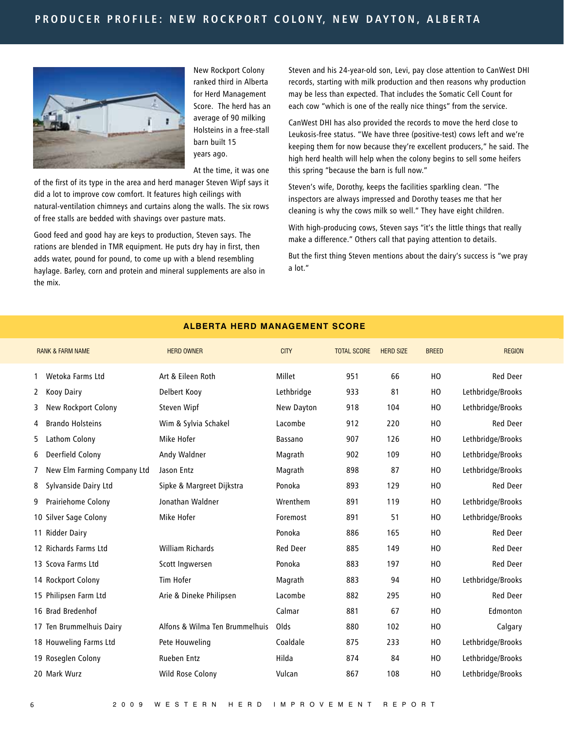## PRODUCER PROFILE: NEW ROCKPORT COLONY, NEW DAYTON, ALBERTA

New Rockport Colony ranked third in Alberta for Herd Management Score. The herd has an average of 90 milking Holsteins in a free-stall barn built 15 years ago.

At the time, it was one of the first of its type in the area and herd manager Steven Wipf says it did a lot to improve cow comfort. It features high ceilings with natural-ventilation chimneys and curtains along the walls. The six rows of free stalls are bedded with shavings over pasture mats.

Good feed and good hay are keys to production, Steven says. The rations are blended in TMR equipment. He puts dry hay in first, then adds water, pound for pound, to come up with a blend resembling haylage. Barley, corn and protein and mineral supplements are also in the mix.

Steven and his 24-year-old son, Levi, pay close attention to CanWest DHI records, starting with milk production and then reasons why production may be less than expected. That includes the Somatic Cell Count for each cow "which is one of the really nice things" from the service.

CanWest DHI has also provided the records to move the herd close to Leukosis-free status. "We have three (positive-test) cows left and we're keeping them for now because they're excellent producers," he said. The high herd health will help when the colony begins to sell some heifers this spring "because the barn is full now."

Steven's wife, Dorothy, keeps the facilities sparkling clean. "The inspectors are always impressed and Dorothy teases me that her cleaning is why the cows milk so well." They have eight children.

With high-producing cows, Steven says "it's the little things that really make a difference." Others call that paying attention to details.

But the first thing Steven mentions about the dairy's success is "we pray a lot."

### ALBERTA HERD MANAGEMENT SCORE

| RANK & FARM NAME | HERD OWNER | CITY | TOTAL SCORE | HERD SIZE | BREED | REGION |
|---|---|---|---|---|---|---|
| 1 Wetoka Farms Ltd | Art & Eileen Roth | Millet | 951 | 66 | HO | Red Deer |
| 2 Kooy Dairy | Delbert Kooy | Lethbridge | 933 | 81 | HO | Lethbridge/Brooks |
| 3 New Rockport Colony | Steven Wipf | New Dayton | 918 | 104 | HO | Lethbridge/Brooks |
| 4 Brando Holsteins | Wim & Sylvia Schakel | Lacombe | 912 | 220 | HO | Red Deer |
| 5 Lathom Colony | Mike Hofer | Bassano | 907 | 126 | HO | Lethbridge/Brooks |
| 6 Deerfield Colony | Andy Waldner | Magrath | 902 | 109 | HO | Lethbridge/Brooks |
| 7 New Elm Farming Company Ltd | Jason Entz | Magrath | 898 | 87 | HO | Lethbridge/Brooks |
| 8 Sylvanside Dairy Ltd | Sipke & Margreet Dijkstra | Ponoka | 893 | 129 | HO | Red Deer |
| 9 Prairiehome Colony | Jonathan Waldner | Wrenthem | 891 | 119 | HO | Lethbridge/Brooks |
| 10 Silver Sage Colony | Mike Hofer | Foremost | 891 | 51 | HO | Lethbridge/Brooks |
| 11 Ridder Dairy | | Ponoka | 886 | 165 | HO | Red Deer |
| 12 Richards Farms Ltd | William Richards | Red Deer | 885 | 149 | HO | Red Deer |
| 13 Scova Farms Ltd | Scott Ingwersen | Ponoka | 883 | 197 | HO | Red Deer |
| 14 Rockport Colony | Tim Hofer | Magrath | 883 | 94 | HO | Lethbridge/Brooks |
| 15 Philipsen Farm Ltd | Arie & Dineke Philipsen | Lacombe | 882 | 295 | HO | Red Deer |
| 16 Brad Bredenhof | | Calmar | 881 | 67 | HO | Edmonton |
| 17 Ten Brummelhuis Dairy | Alfons & Wilma Ten Brummelhuis | Olds | 880 | 102 | HO | Calgary |
| 18 Houweling Farms Ltd | Pete Houweling | Coaldale | 875 | 233 | HO | Lethbridge/Brooks |
| 19 Roseglen Colony | Rueben Entz | Hilda | 874 | 84 | HO | Lethbridge/Brooks |
| 20 Mark Wurz | Wild Rose Colony | Vulcan | 867 | 108 | HO | Lethbridge/Brooks |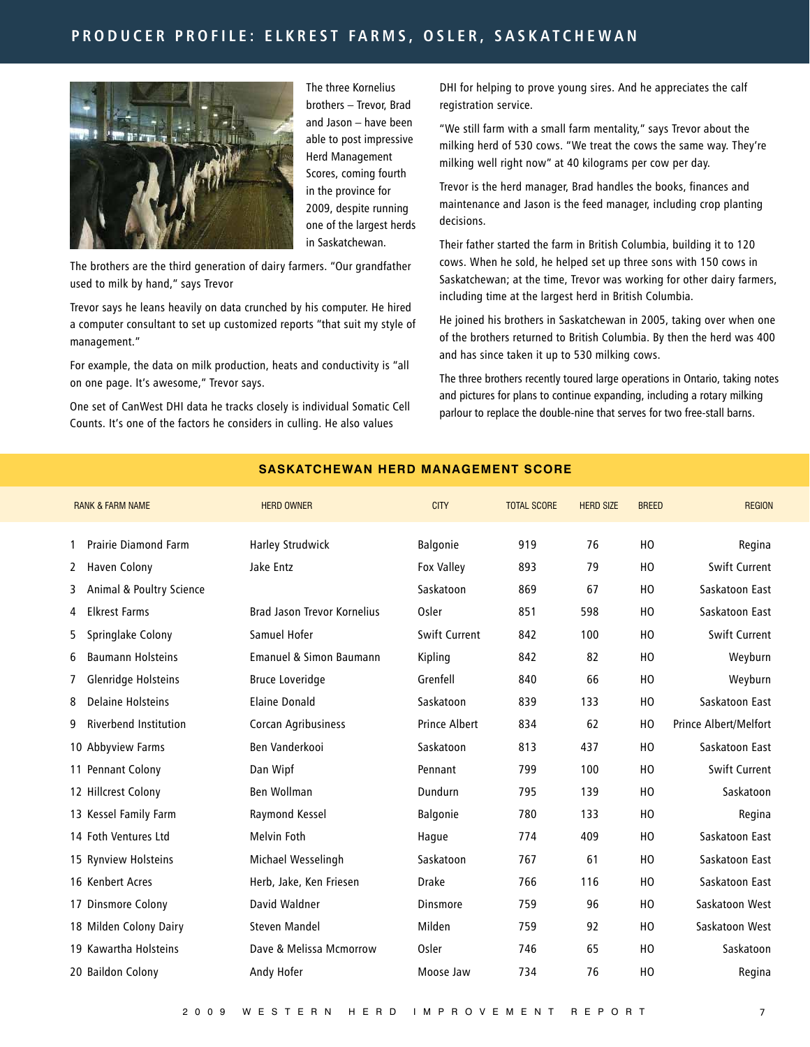# PRODUCER PROFILE: ELKREST FARMS, OSLER, SASKATCHEWAN

The three Kornelius brothers – Trevor, Brad and Jason – have been able to post impressive Herd Management Scores, coming fourth in the province for 2009, despite running one of the largest herds in Saskatchewan.

The brothers are the third generation of dairy farmers. "Our grandfather used to milk by hand," says Trevor

Trevor says he leans heavily on data crunched by his computer. He hired a computer consultant to set up customized reports "that suit my style of management."

For example, the data on milk production, heats and conductivity is "all on one page. It's awesome," Trevor says.

One set of CanWest DHI data he tracks closely is individual Somatic Cell Counts. It's one of the factors he considers in culling. He also values DHI for helping to prove young sires. And he appreciates the calf registration service.

"We still farm with a small farm mentality," says Trevor about the milking herd of 530 cows. "We treat the cows the same way. They're milking well right now" at 40 kilograms per cow per day.

Trevor is the herd manager, Brad handles the books, finances and maintenance and Jason is the feed manager, including crop planting decisions.

Their father started the farm in British Columbia, building it to 120 cows. When he sold, he helped set up three sons with 150 cows in Saskatchewan; at the time, Trevor was working for other dairy farmers, including time at the largest herd in British Columbia.

He joined his brothers in Saskatchewan in 2005, taking over when one of the brothers returned to British Columbia. By then the herd was 400 and has since taken it up to 530 milking cows.

The three brothers recently toured large operations in Ontario, taking notes and pictures for plans to continue expanding, including a rotary milking parlour to replace the double-nine that serves for two free-stall barns.

## SASKATCHEWAN HERD MANAGEMENT SCORE

| RANK & FARM NAME | HERD OWNER | CITY | TOTAL SCORE | HERD SIZE | BREED | REGION |
|---|---|---|---|---|---|---|
| 1 Prairie Diamond Farm | Harley Strudwick | Balgonie | 919 | 76 | HO | Regina |
| 2 Haven Colony | Jake Entz | Fox Valley | 893 | 79 | HO | Swift Current |
| 3 Animal & Poultry Science | | Saskatoon | 869 | 67 | HO | Saskatoon East |
| 4 Elkrest Farms | Brad Jason Trevor Kornelius | Osler | 851 | 598 | HO | Saskatoon East |
| 5 Springlake Colony | Samuel Hofer | Swift Current | 842 | 100 | HO | Swift Current |
| 6 Baumann Holsteins | Emanuel & Simon Baumann | Kipling | 842 | 82 | HO | Weyburn |
| 7 Glenridge Holsteins | Bruce Loveridge | Grenfell | 840 | 66 | HO | Weyburn |
| 8 Delaine Holsteins | Elaine Donald | Saskatoon | 839 | 133 | HO | Saskatoon East |
| 9 Riverbend Institution | Corcan Agribusiness | Prince Albert | 834 | 62 | HO | Prince Albert/Melfort |
| 10 Abbyview Farms | Ben Vanderkooi | Saskatoon | 813 | 437 | HO | Saskatoon East |
| 11 Pennant Colony | Dan Wipf | Pennant | 799 | 100 | HO | Swift Current |
| 12 Hillcrest Colony | Ben Wollman | Dundurn | 795 | 139 | HO | Saskatoon |
| 13 Kessel Family Farm | Raymond Kessel | Balgonie | 780 | 133 | HO | Regina |
| 14 Foth Ventures Ltd | Melvin Foth | Hague | 774 | 409 | HO | Saskatoon East |
| 15 Rynview Holsteins | Michael Wesselingh | Saskatoon | 767 | 61 | HO | Saskatoon East |
| 16 Kenbert Acres | Herb, Jake, Ken Friesen | Drake | 766 | 116 | HO | Saskatoon East |
| 17 Dinsmore Colony | David Waldner | Dinsmore | 759 | 96 | HO | Saskatoon West |
| 18 Milden Colony Dairy | Steven Mandel | Milden | 759 | 92 | HO | Saskatoon West |
| 19 Kawartha Holsteins | Dave & Melissa Mcmorrow | Osler | 746 | 65 | HO | Saskatoon |
| 20 Baildon Colony | Andy Hofer | Moose Jaw | 734 | 76 | HO | Regina |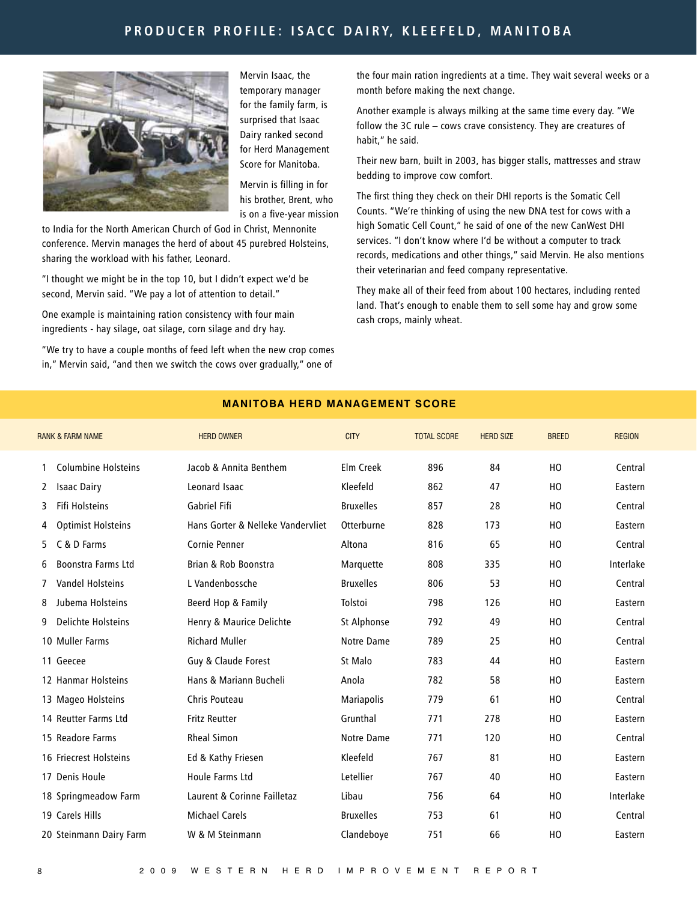# PRODUCER PROFILE: ISACC DAIRY, KLEEFELD, MANITOBA

Mervin Isaac, the temporary manager for the family farm, is surprised that Isaac Dairy ranked second for Herd Management Score for Manitoba.

Mervin is filling in for his brother, Brent, who is on a five-year mission to India for the North American Church of God in Christ, Mennonite conference. Mervin manages the herd of about 45 purebred Holsteins, sharing the workload with his father, Leonard.

"I thought we might be in the top 10, but I didn't expect we'd be second, Mervin said. "We pay a lot of attention to detail."

One example is maintaining ration consistency with four main ingredients - hay silage, oat silage, corn silage and dry hay.

"We try to have a couple months of feed left when the new crop comes in," Mervin said, "and then we switch the cows over gradually," one of the four main ration ingredients at a time. They wait several weeks or a month before making the next change.

Another example is always milking at the same time every day. "We follow the 3C rule – cows crave consistency. They are creatures of habit," he said.

Their new barn, built in 2003, has bigger stalls, mattresses and straw bedding to improve cow comfort.

The first thing they check on their DHI reports is the Somatic Cell Counts. "We're thinking of using the new DNA test for cows with a high Somatic Cell Count," he said of one of the new CanWest DHI services. "I don't know where I'd be without a computer to track records, medications and other things," said Mervin. He also mentions their veterinarian and feed company representative.

They make all of their feed from about 100 hectares, including rented land. That's enough to enable them to sell some hay and grow some cash crops, mainly wheat.

## MANITOBA HERD MANAGEMENT SCORE

| RANK & FARM NAME | HERD OWNER | CITY | TOTAL SCORE | HERD SIZE | BREED | REGION |
|---|---|---|---|---|---|---|
| 1 Columbine Holsteins | Jacob & Annita Benthem | Elm Creek | 896 | 84 | HO | Central |
| 2 Isaac Dairy | Leonard Isaac | Kleefeld | 862 | 47 | HO | Eastern |
| 3 Fifi Holsteins | Gabriel Fifi | Bruxelles | 857 | 28 | HO | Central |
| 4 Optimist Holsteins | Hans Gorter & Nelleke Vandervliet | Otterburne | 828 | 173 | HO | Eastern |
| 5 C & D Farms | Cornie Penner | Altona | 816 | 65 | HO | Central |
| 6 Boonstra Farms Ltd | Brian & Rob Boonstra | Marquette | 808 | 335 | HO | Interlake |
| 7 Vandel Holsteins | L Vandenbossche | Bruxelles | 806 | 53 | HO | Central |
| 8 Jubema Holsteins | Beerd Hop & Family | Tolstoi | 798 | 126 | HO | Eastern |
| 9 Delichte Holsteins | Henry & Maurice Delichte | St Alphonse | 792 | 49 | HO | Central |
| 10 Muller Farms | Richard Muller | Notre Dame | 789 | 25 | HO | Central |
| 11 Geecee | Guy & Claude Forest | St Malo | 783 | 44 | HO | Eastern |
| 12 Hanmar Holsteins | Hans & Mariann Bucheli | Anola | 782 | 58 | HO | Eastern |
| 13 Mageo Holsteins | Chris Pouteau | Mariapolis | 779 | 61 | HO | Central |
| 14 Reutter Farms Ltd | Fritz Reutter | Grunthal | 771 | 278 | HO | Eastern |
| 15 Readore Farms | Rheal Simon | Notre Dame | 771 | 120 | HO | Central |
| 16 Friecrest Holsteins | Ed & Kathy Friesen | Kleefeld | 767 | 81 | HO | Eastern |
| 17 Denis Houle | Houle Farms Ltd | Letellier | 767 | 40 | HO | Eastern |
| 18 Springmeadow Farm | Laurent & Corinne Failletaz | Libau | 756 | 64 | HO | Interlake |
| 19 Carels Hills | Michael Carels | Bruxelles | 753 | 61 | HO | Central |
| 20 Steinmann Dairy Farm | W & M Steinmann | Clandeboye | 751 | 66 | HO | Eastern |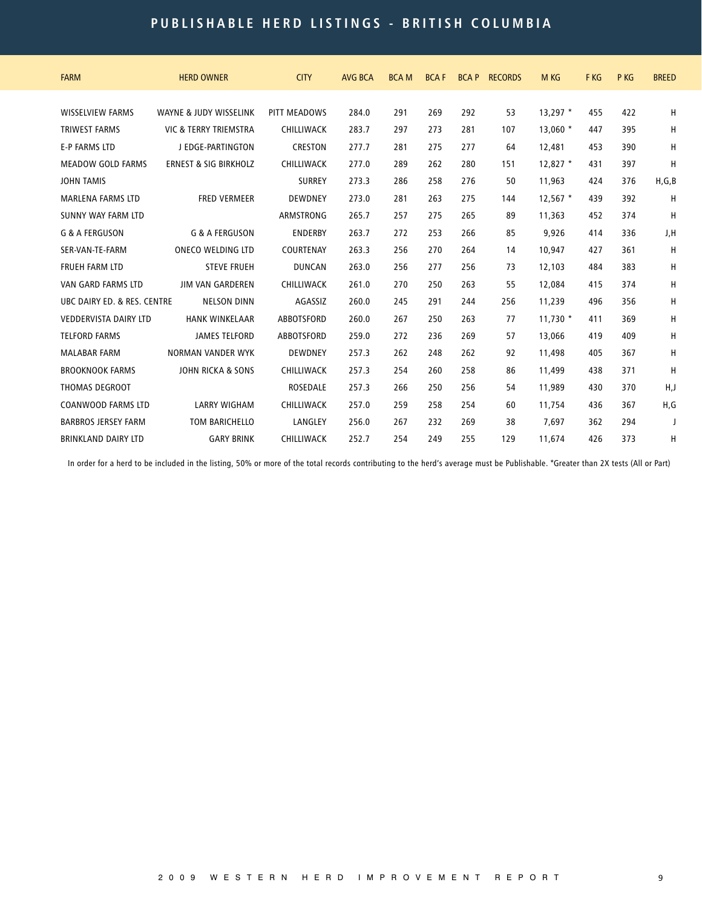# PUBLISHABLE HERD LISTINGS - BRITISH COLUMBIA

| FARM | HERD OWNER | CITY | AVG BCA | BCA M | BCA F | BCA P | RECORDS | M KG | F KG | P KG | BREED |
|---|---|---|---|---|---|---|---|---|---|---|---|
| WISSELVIEW FARMS | WAYNE & JUDY WISSELINK | PITT MEADOWS | 284.0 | 291 | 269 | 292 | 53 | 13,297 * | 455 | 422 | H |
| TRIWEST FARMS | VIC & TERRY TRIEMSTRA | CHILLIWACK | 283.7 | 297 | 273 | 281 | 107 | 13,060 * | 447 | 395 | H |
| E-P FARMS LTD | J EDGE-PARTINGTON | CRESTON | 277.7 | 281 | 275 | 277 | 64 | 12,481 | 453 | 390 | H |
| MEADOW GOLD FARMS | ERNEST & SIG BIRKHOLZ | CHILLIWACK | 277.0 | 289 | 262 | 280 | 151 | 12,827 * | 431 | 397 | H |
| JOHN TAMIS | | SURREY | 273.3 | 286 | 258 | 276 | 50 | 11,963 | 424 | 376 | H,G,B |
| MARLENA FARMS LTD | FRED VERMEER | DEWDNEY | 273.0 | 281 | 263 | 275 | 144 | 12,567 * | 439 | 392 | H |
| SUNNY WAY FARM LTD | | ARMSTRONG | 265.7 | 257 | 275 | 265 | 89 | 11,363 | 452 | 374 | H |
| G & A FERGUSON | G & A FERGUSON | ENDERBY | 263.7 | 272 | 253 | 266 | 85 | 9,926 | 414 | 336 | J,H |
| SER-VAN-TE-FARM | ONECO WELDING LTD | COURTENAY | 263.3 | 256 | 270 | 264 | 14 | 10,947 | 427 | 361 | H |
| FRUEH FARM LTD | STEVE FRUEH | DUNCAN | 263.0 | 256 | 277 | 256 | 73 | 12,103 | 484 | 383 | H |
| VAN GARD FARMS LTD | JIM VAN GARDEREN | CHILLIWACK | 261.0 | 270 | 250 | 263 | 55 | 12,084 | 415 | 374 | H |
| UBC DAIRY ED. & RES. CENTRE | NELSON DINN | AGASSIZ | 260.0 | 245 | 291 | 244 | 256 | 11,239 | 496 | 356 | H |
| VEDDERVISTA DAIRY LTD | HANK WINKELAAR | ABBOTSFORD | 260.0 | 267 | 250 | 263 | 77 | 11,730 * | 411 | 369 | H |
| TELFORD FARMS | JAMES TELFORD | ABBOTSFORD | 259.0 | 272 | 236 | 269 | 57 | 13,066 | 419 | 409 | H |
| MALABAR FARM | NORMAN VANDER WYK | DEWDNEY | 257.3 | 262 | 248 | 262 | 92 | 11,498 | 405 | 367 | H |
| BROOKNOOK FARMS | JOHN RICKA & SONS | CHILLIWACK | 257.3 | 254 | 260 | 258 | 86 | 11,499 | 438 | 371 | H |
| THOMAS DEGROOT | | ROSEDALE | 257.3 | 266 | 250 | 256 | 54 | 11,989 | 430 | 370 | H,J |
| COANWOOD FARMS LTD | LARRY WIGHAM | CHILLIWACK | 257.0 | 259 | 258 | 254 | 60 | 11,754 | 436 | 367 | H,G |
| BARBROS JERSEY FARM | TOM BARICHELLO | LANGLEY | 256.0 | 267 | 232 | 269 | 38 | 7,697 | 362 | 294 | J |
| BRINKLAND DAIRY LTD | GARY BRINK | CHILLIWACK | 252.7 | 254 | 249 | 255 | 129 | 11,674 | 426 | 373 | H |

In order for a herd to be included in the listing, 50% or more of the total records contributing to the herd's average must be Publishable. *Greater than 2X tests (All or Part)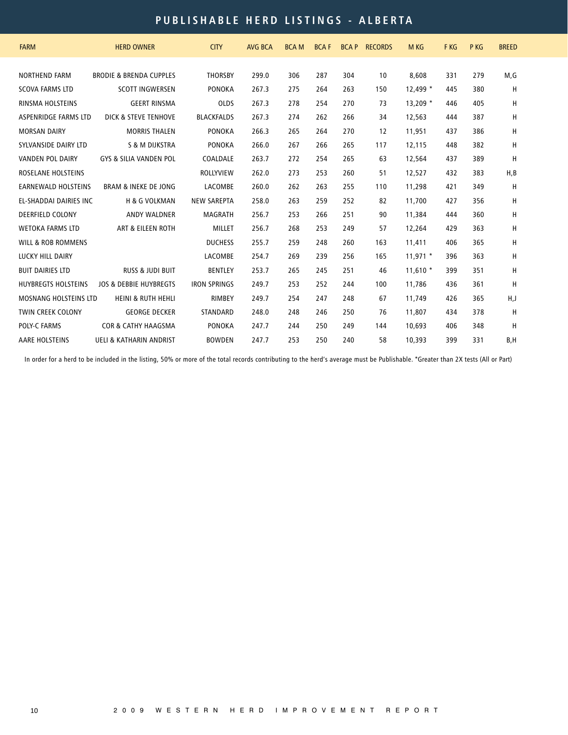# PUBLISHABLE HERD LISTINGS - ALBERTA

| FARM | HERD OWNER | CITY | AVG BCA | BCA M | BCA F | BCA P | RECORDS | M KG | F KG | P KG | BREED |
|---|---|---|---|---|---|---|---|---|---|---|---|
| NORTHEND FARM | BRODIE & BRENDA CUPPLES | THORSBY | 299.0 | 306 | 287 | 304 | 10 | 8,608 | 331 | 279 | M,G |
| SCOVA FARMS LTD | SCOTT INGWERSEN | PONOKA | 267.3 | 275 | 264 | 263 | 150 | 12,499 * | 445 | 380 | H |
| RINSMA HOLSTEINS | GEERT RINSMA | OLDS | 267.3 | 278 | 254 | 270 | 73 | 13,209 * | 446 | 405 | H |
| ASPENRIDGE FARMS LTD | DICK & STEVE TENHOVE | BLACKFALDS | 267.3 | 274 | 262 | 266 | 34 | 12,563 | 444 | 387 | H |
| MORSAN DAIRY | MORRIS THALEN | PONOKA | 266.3 | 265 | 264 | 270 | 12 | 11,951 | 437 | 386 | H |
| SYLVANSIDE DAIRY LTD | S & M DIJKSTRA | PONOKA | 266.0 | 267 | 266 | 265 | 117 | 12,115 | 448 | 382 | H |
| VANDEN POL DAIRY | GYS & SILIA VANDEN POL | COALDALE | 263.7 | 272 | 254 | 265 | 63 | 12,564 | 437 | 389 | H |
| ROSELANE HOLSTEINS | | ROLLYVIEW | 262.0 | 273 | 253 | 260 | 51 | 12,527 | 432 | 383 | H,B |
| EARNEWALD HOLSTEINS | BRAM & INEKE DE JONG | LACOMBE | 260.0 | 262 | 263 | 255 | 110 | 11,298 | 421 | 349 | H |
| EL-SHADDAI DAIRIES INC | H & G VOLKMAN | NEW SAREPTA | 258.0 | 263 | 259 | 252 | 82 | 11,700 | 427 | 356 | H |
| DEERFIELD COLONY | ANDY WALDNER | MAGRATH | 256.7 | 253 | 266 | 251 | 90 | 11,384 | 444 | 360 | H |
| WETOKA FARMS LTD | ART & EILEEN ROTH | MILLET | 256.7 | 268 | 253 | 249 | 57 | 12,264 | 429 | 363 | H |
| WILL & ROB ROMMENS | | DUCHESS | 255.7 | 259 | 248 | 260 | 163 | 11,411 | 406 | 365 | H |
| LUCKY HILL DAIRY | | LACOMBE | 254.7 | 269 | 239 | 256 | 165 | 11,971 * | 396 | 363 | H |
| BUIT DAIRIES LTD | RUSS & JUDI BUIT | BENTLEY | 253.7 | 265 | 245 | 251 | 46 | 11,610 * | 399 | 351 | H |
| HUYBREGTS HOLSTEINS | JOS & DEBBIE HUYBREGTS | IRON SPRINGS | 249.7 | 253 | 252 | 244 | 100 | 11,786 | 436 | 361 | H |
| MOSNANG HOLSTEINS LTD | HEINI & RUTH HEHLI | RIMBEY | 249.7 | 254 | 247 | 248 | 67 | 11,749 | 426 | 365 | H,J |
| TWIN CREEK COLONY | GEORGE DECKER | STANDARD | 248.0 | 248 | 246 | 250 | 76 | 11,807 | 434 | 378 | H |
| POLY-C FARMS | COR & CATHY HAAGSMA | PONOKA | 247.7 | 244 | 250 | 249 | 144 | 10,693 | 406 | 348 | H |
| AARE HOLSTEINS | UELI & KATHARIN ANDRIST | BOWDEN | 247.7 | 253 | 250 | 240 | 58 | 10,393 | 399 | 331 | B,H |

In order for a herd to be included in the listing, 50% or more of the total records contributing to the herd's average must be Publishable. *Greater than 2X tests (All or Part)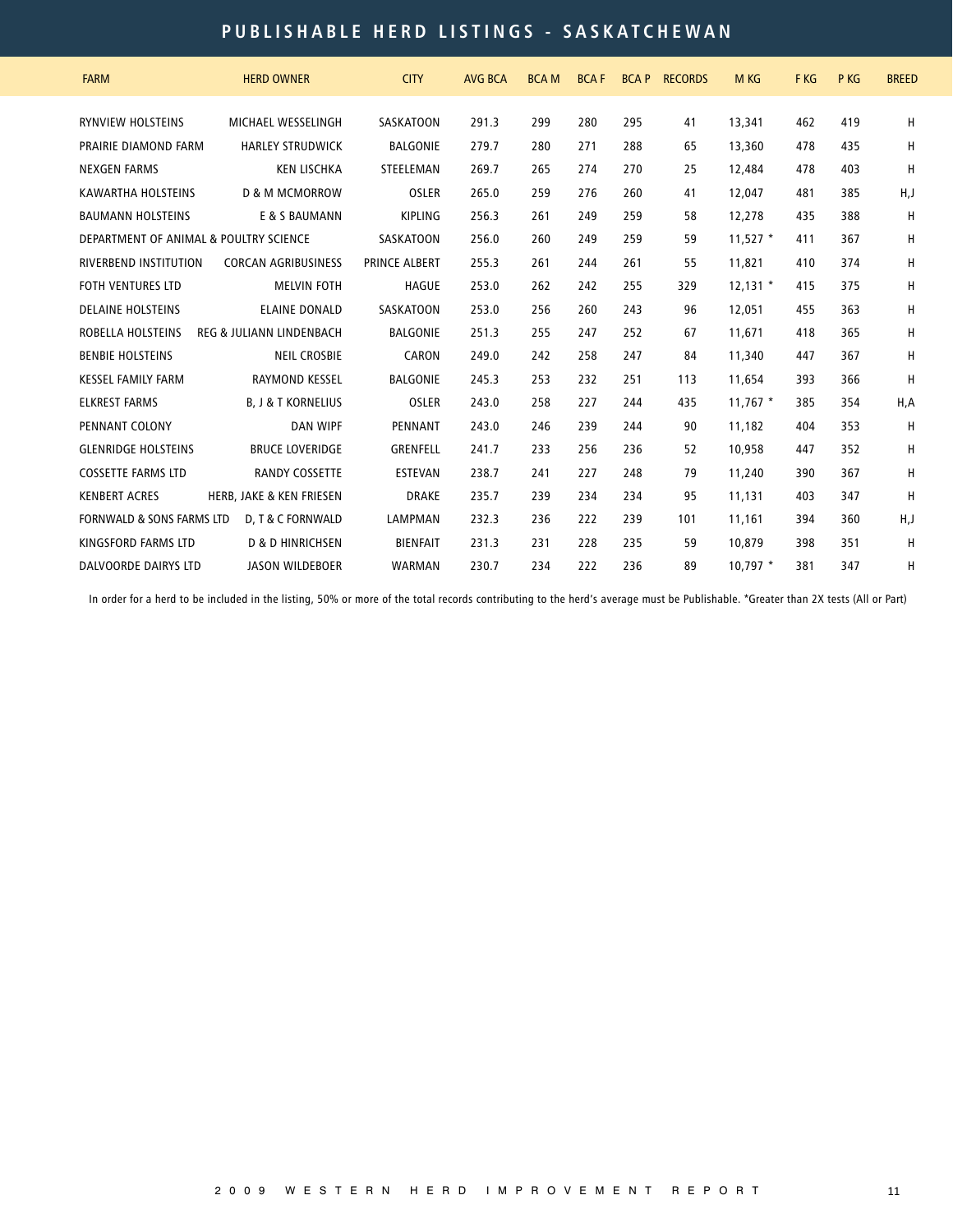# PUBLISHABLE HERD LISTINGS - SASKATCHEWAN

| FARM | HERD OWNER | CITY | AVG BCA | BCA M | BCA F | BCA P | RECORDS | M KG | F KG | P KG | BREED |
|---|---|---|---|---|---|---|---|---|---|---|---|
| RYNVIEW HOLSTEINS | MICHAEL WESSELINGH | SASKATOON | 291.3 | 299 | 280 | 295 | 41 | 13,341 | 462 | 419 | H |
| PRAIRIE DIAMOND FARM | HARLEY STRUDWICK | BALGONIE | 279.7 | 280 | 271 | 288 | 65 | 13,360 | 478 | 435 | H |
| NEXGEN FARMS | KEN LISCHKA | STEELEMAN | 269.7 | 265 | 274 | 270 | 25 | 12,484 | 478 | 403 | H |
| KAWARTHA HOLSTEINS | D & M MCMORROW | OSLER | 265.0 | 259 | 276 | 260 | 41 | 12,047 | 481 | 385 | H,J |
| BAUMANN HOLSTEINS | E & S BAUMANN | KIPLING | 256.3 | 261 | 249 | 259 | 58 | 12,278 | 435 | 388 | H |
| DEPARTMENT OF ANIMAL & POULTRY SCIENCE | | SASKATOON | 256.0 | 260 | 249 | 259 | 59 | 11,527 * | 411 | 367 | H |
| RIVERBEND INSTITUTION | CORCAN AGRIBUSINESS | PRINCE ALBERT | 255.3 | 261 | 244 | 261 | 55 | 11,821 | 410 | 374 | H |
| FOTH VENTURES LTD | MELVIN FOTH | HAGUE | 253.0 | 262 | 242 | 255 | 329 | 12,131 * | 415 | 375 | H |
| DELAINE HOLSTEINS | ELAINE DONALD | SASKATOON | 253.0 | 256 | 260 | 243 | 96 | 12,051 | 455 | 363 | H |
| ROBELLA HOLSTEINS | REG & JULIANN LINDENBACH | BALGONIE | 251.3 | 255 | 247 | 252 | 67 | 11,671 | 418 | 365 | H |
| BENBIE HOLSTEINS | NEIL CROSBIE | CARON | 249.0 | 242 | 258 | 247 | 84 | 11,340 | 447 | 367 | H |
| KESSEL FAMILY FARM | RAYMOND KESSEL | BALGONIE | 245.3 | 253 | 232 | 251 | 113 | 11,654 | 393 | 366 | H |
| ELKREST FARMS | B, J & T KORNELIUS | OSLER | 243.0 | 258 | 227 | 244 | 435 | 11,767 * | 385 | 354 | H,A |
| PENNANT COLONY | DAN WIPF | PENNANT | 243.0 | 246 | 239 | 244 | 90 | 11,182 | 404 | 353 | H |
| GLENRIDGE HOLSTEINS | BRUCE LOVERIDGE | GRENFELL | 241.7 | 233 | 256 | 236 | 52 | 10,958 | 447 | 352 | H |
| COSSETTE FARMS LTD | RANDY COSSETTE | ESTEVAN | 238.7 | 241 | 227 | 248 | 79 | 11,240 | 390 | 367 | H |
| KENBERT ACRES | HERB, JAKE & KEN FRIESEN | DRAKE | 235.7 | 239 | 234 | 234 | 95 | 11,131 | 403 | 347 | H |
| FORNWALD & SONS FARMS LTD | D, T & C FORNWALD | LAMPMAN | 232.3 | 236 | 222 | 239 | 101 | 11,161 | 394 | 360 | H,J |
| KINGSFORD FARMS LTD | D & D HINRICHSEN | BIENFAIT | 231.3 | 231 | 228 | 235 | 59 | 10,879 | 398 | 351 | H |
| DALVOORDE DAIRYS LTD | JASON WILDEBOER | WARMAN | 230.7 | 234 | 222 | 236 | 89 | 10,797 * | 381 | 347 | H |

In order for a herd to be included in the listing, 50% or more of the total records contributing to the herd's average must be Publishable. *Greater than 2X tests (All or Part)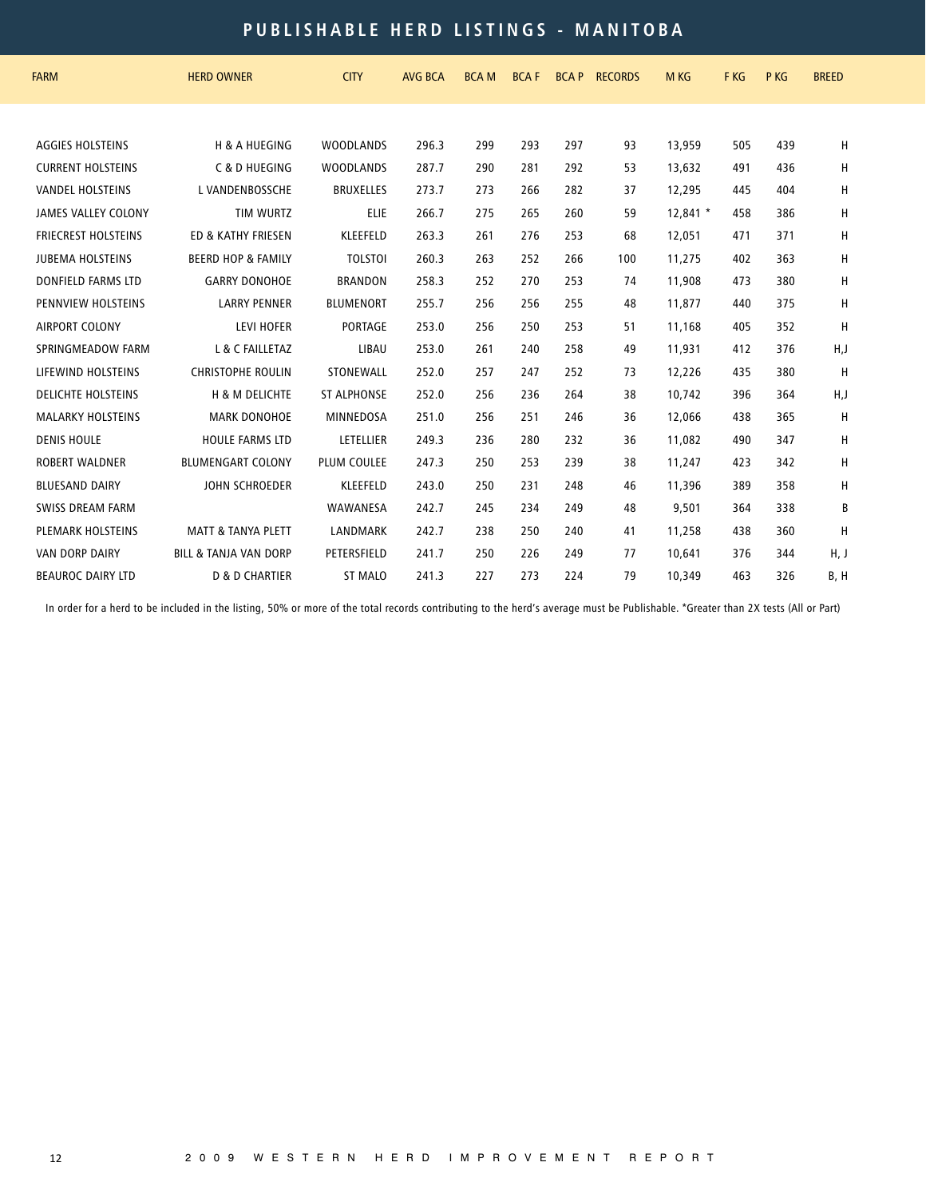# PUBLISHABLE HERD LISTINGS - MANITOBA

| FARM | HERD OWNER | CITY | AVG BCA | BCA M | BCA F | BCA P | RECORDS | M KG | F KG | P KG | BREED |
|---|---|---|---|---|---|---|---|---|---|---|---|
| AGGIES HOLSTEINS | H & A HUEGING | WOODLANDS | 296.3 | 299 | 293 | 297 | 93 | 13,959 | 505 | 439 | H |
| CURRENT HOLSTEINS | C & D HUEGING | WOODLANDS | 287.7 | 290 | 281 | 292 | 53 | 13,632 | 491 | 436 | H |
| VANDEL HOLSTEINS | L VANDENBOSSCHE | BRUXELLES | 273.7 | 273 | 266 | 282 | 37 | 12,295 | 445 | 404 | H |
| JAMES VALLEY COLONY | TIM WURTZ | ELIE | 266.7 | 275 | 265 | 260 | 59 | 12,841 * | 458 | 386 | H |
| FRIECREST HOLSTEINS | ED & KATHY FRIESEN | KLEEFELD | 263.3 | 261 | 276 | 253 | 68 | 12,051 | 471 | 371 | H |
| JUBEMA HOLSTEINS | BEERD HOP & FAMILY | TOLSTOI | 260.3 | 263 | 252 | 266 | 100 | 11,275 | 402 | 363 | H |
| DONFIELD FARMS LTD | GARRY DONOHOE | BRANDON | 258.3 | 252 | 270 | 253 | 74 | 11,908 | 473 | 380 | H |
| PENNVIEW HOLSTEINS | LARRY PENNER | BLUMENORT | 255.7 | 256 | 256 | 255 | 48 | 11,877 | 440 | 375 | H |
| AIRPORT COLONY | LEVI HOFER | PORTAGE | 253.0 | 256 | 250 | 253 | 51 | 11,168 | 405 | 352 | H |
| SPRINGMEADOW FARM | L & C FAILLETAZ | LIBAU | 253.0 | 261 | 240 | 258 | 49 | 11,931 | 412 | 376 | H,J |
| LIFEWIND HOLSTEINS | CHRISTOPHE ROULIN | STONEWALL | 252.0 | 257 | 247 | 252 | 73 | 12,226 | 435 | 380 | H |
| DELICHTE HOLSTEINS | H & M DELICHTE | ST ALPHONSE | 252.0 | 256 | 236 | 264 | 38 | 10,742 | 396 | 364 | H,J |
| MALARKY HOLSTEINS | MARK DONOHOE | MINNEDOSA | 251.0 | 256 | 251 | 246 | 36 | 12,066 | 438 | 365 | H |
| DENIS HOULE | HOULE FARMS LTD | LETELLIER | 249.3 | 236 | 280 | 232 | 36 | 11,082 | 490 | 347 | H |
| ROBERT WALDNER | BLUMENGART COLONY | PLUM COULEE | 247.3 | 250 | 253 | 239 | 38 | 11,247 | 423 | 342 | H |
| BLUESAND DAIRY | JOHN SCHROEDER | KLEEFELD | 243.0 | 250 | 231 | 248 | 46 | 11,396 | 389 | 358 | H |
| SWISS DREAM FARM | | WAWANESA | 242.7 | 245 | 234 | 249 | 48 | 9,501 | 364 | 338 | B |
| PLEMARK HOLSTEINS | MATT & TANYA PLETT | LANDMARK | 242.7 | 238 | 250 | 240 | 41 | 11,258 | 438 | 360 | H |
| VAN DORP DAIRY | BILL & TANJA VAN DORP | PETERSFIELD | 241.7 | 250 | 226 | 249 | 77 | 10,641 | 376 | 344 | H, J |
| BEAUROC DAIRY LTD | D & D CHARTIER | ST MALO | 241.3 | 227 | 273 | 224 | 79 | 10,349 | 463 | 326 | B, H |

In order for a herd to be included in the listing, 50% or more of the total records contributing to the herd's average must be Publishable. *Greater than 2X tests (All or Part)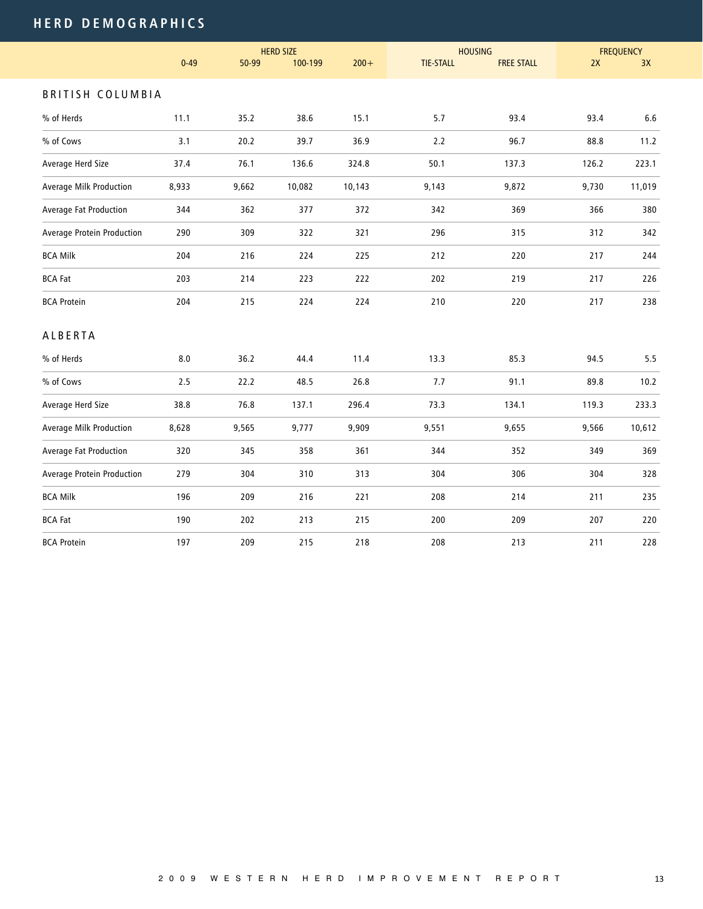# HERD DEMOGRAPHICS

| | HERD SIZE | | | | HOUSING | | FREQUENCY | |
|---|---|---|---|---|---|---|---|---|
| | 0-49 | 50-99 | 100-199 | 200+ | TIE-STALL | FREE STALL | 2X | 3X |
| **BRITISH COLUMBIA** | | | | | | | | |
| % of Herds | 11.1 | 35.2 | 38.6 | 15.1 | 5.7 | 93.4 | 93.4 | 6.6 |
| % of Cows | 3.1 | 20.2 | 39.7 | 36.9 | 2.2 | 96.7 | 88.8 | 11.2 |
| Average Herd Size | 37.4 | 76.1 | 136.6 | 324.8 | 50.1 | 137.3 | 126.2 | 223.1 |
| Average Milk Production | 8,933 | 9,662 | 10,082 | 10,143 | 9,143 | 9,872 | 9,730 | 11,019 |
| Average Fat Production | 344 | 362 | 377 | 372 | 342 | 369 | 366 | 380 |
| Average Protein Production | 290 | 309 | 322 | 321 | 296 | 315 | 312 | 342 |
| BCA Milk | 204 | 216 | 224 | 225 | 212 | 220 | 217 | 244 |
| BCA Fat | 203 | 214 | 223 | 222 | 202 | 219 | 217 | 226 |
| BCA Protein | 204 | 215 | 224 | 224 | 210 | 220 | 217 | 238 |
| **ALBERTA** | | | | | | | | |
| % of Herds | 8.0 | 36.2 | 44.4 | 11.4 | 13.3 | 85.3 | 94.5 | 5.5 |
| % of Cows | 2.5 | 22.2 | 48.5 | 26.8 | 7.7 | 91.1 | 89.8 | 10.2 |
| Average Herd Size | 38.8 | 76.8 | 137.1 | 296.4 | 73.3 | 134.1 | 119.3 | 233.3 |
| Average Milk Production | 8,628 | 9,565 | 9,777 | 9,909 | 9,551 | 9,655 | 9,566 | 10,612 |
| Average Fat Production | 320 | 345 | 358 | 361 | 344 | 352 | 349 | 369 |
| Average Protein Production | 279 | 304 | 310 | 313 | 304 | 306 | 304 | 328 |
| BCA Milk | 196 | 209 | 216 | 221 | 208 | 214 | 211 | 235 |
| BCA Fat | 190 | 202 | 213 | 215 | 200 | 209 | 207 | 220 |
| BCA Protein | 197 | 209 | 215 | 218 | 208 | 213 | 211 | 228 |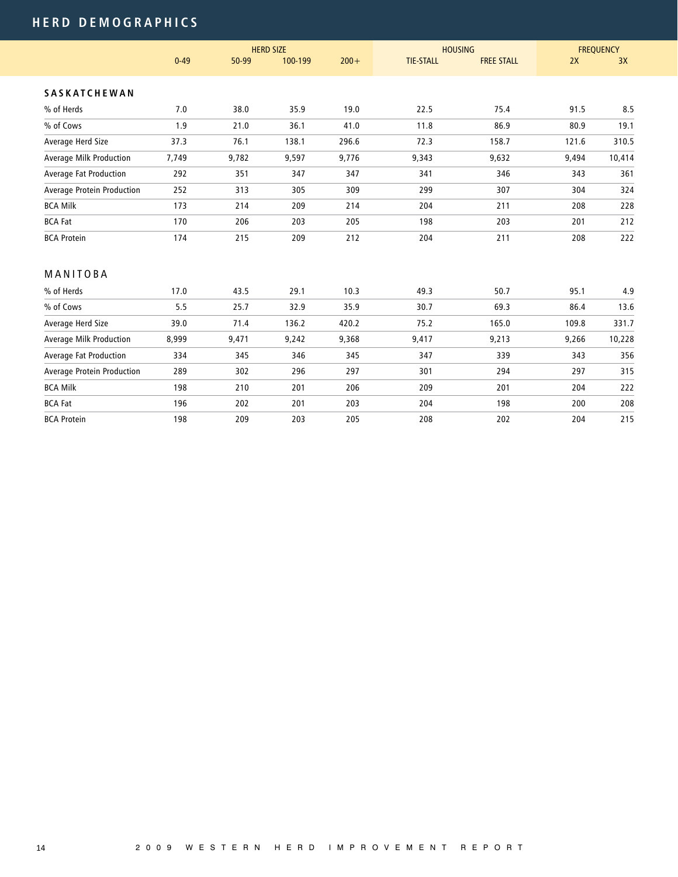# HERD DEMOGRAPHICS

| | HERD SIZE | | | | HOUSING | | FREQUENCY | |
|---|---|---|---|---|---|---|---|---|
| | 0-49 | 50-99 | 100-199 | 200+ | TIE-STALL | FREE STALL | 2X | 3X |
| **SASKATCHEWAN** | | | | | | | | |
| % of Herds | 7.0 | 38.0 | 35.9 | 19.0 | 22.5 | 75.4 | 91.5 | 8.5 |
| % of Cows | 1.9 | 21.0 | 36.1 | 41.0 | 11.8 | 86.9 | 80.9 | 19.1 |
| Average Herd Size | 37.3 | 76.1 | 138.1 | 296.6 | 72.3 | 158.7 | 121.6 | 310.5 |
| Average Milk Production | 7,749 | 9,782 | 9,597 | 9,776 | 9,343 | 9,632 | 9,494 | 10,414 |
| Average Fat Production | 292 | 351 | 347 | 347 | 341 | 346 | 343 | 361 |
| Average Protein Production | 252 | 313 | 305 | 309 | 299 | 307 | 304 | 324 |
| BCA Milk | 173 | 214 | 209 | 214 | 204 | 211 | 208 | 228 |
| BCA Fat | 170 | 206 | 203 | 205 | 198 | 203 | 201 | 212 |
| BCA Protein | 174 | 215 | 209 | 212 | 204 | 211 | 208 | 222 |
| **MANITOBA** | | | | | | | | |
| % of Herds | 17.0 | 43.5 | 29.1 | 10.3 | 49.3 | 50.7 | 95.1 | 4.9 |
| % of Cows | 5.5 | 25.7 | 32.9 | 35.9 | 30.7 | 69.3 | 86.4 | 13.6 |
| Average Herd Size | 39.0 | 71.4 | 136.2 | 420.2 | 75.2 | 165.0 | 109.8 | 331.7 |
| Average Milk Production | 8,999 | 9,471 | 9,242 | 9,368 | 9,417 | 9,213 | 9,266 | 10,228 |
| Average Fat Production | 334 | 345 | 346 | 345 | 347 | 339 | 343 | 356 |
| Average Protein Production | 289 | 302 | 296 | 297 | 301 | 294 | 297 | 315 |
| BCA Milk | 198 | 210 | 201 | 206 | 209 | 201 | 204 | 222 |
| BCA Fat | 196 | 202 | 201 | 203 | 204 | 198 | 200 | 208 |
| BCA Protein | 198 | 209 | 203 | 205 | 208 | 202 | 204 | 215 |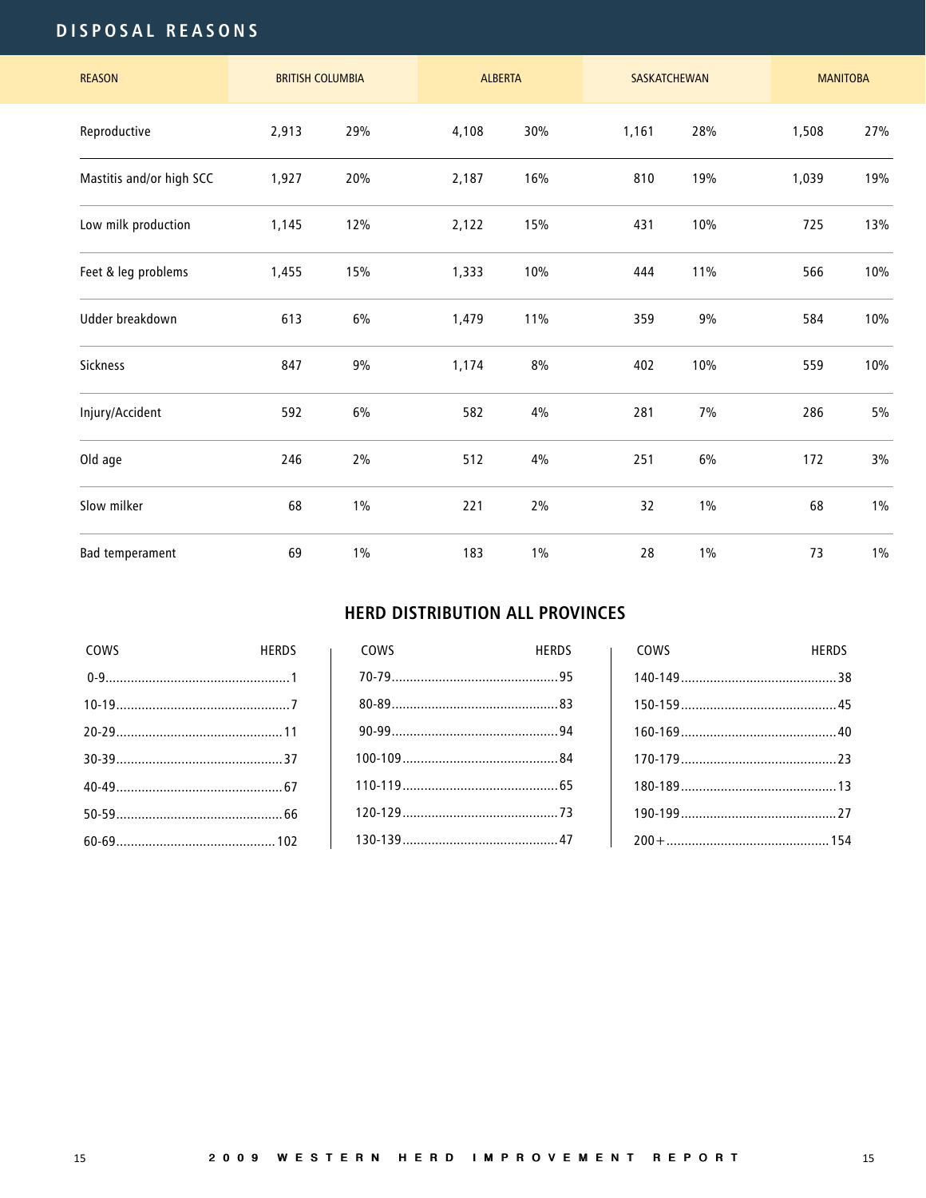## DISPOSAL REASONS

| REASON | BRITISH COLUMBIA | | ALBERTA | | SASKATCHEWAN | | MANITOBA | |
|---|---|---|---|---|---|---|---|---|
| Reproductive | 2,913 | 29% | 4,108 | 30% | 1,161 | 28% | 1,508 | 27% |
| Mastitis and/or high SCC | 1,927 | 20% | 2,187 | 16% | 810 | 19% | 1,039 | 19% |
| Low milk production | 1,145 | 12% | 2,122 | 15% | 431 | 10% | 725 | 13% |
| Feet & leg problems | 1,455 | 15% | 1,333 | 10% | 444 | 11% | 566 | 10% |
| Udder breakdown | 613 | 6% | 1,479 | 11% | 359 | 9% | 584 | 10% |
| Sickness | 847 | 9% | 1,174 | 8% | 402 | 10% | 559 | 10% |
| Injury/Accident | 592 | 6% | 582 | 4% | 281 | 7% | 286 | 5% |
| Old age | 246 | 2% | 512 | 4% | 251 | 6% | 172 | 3% |
| Slow milker | 68 | 1% | 221 | 2% | 32 | 1% | 68 | 1% |
| Bad temperament | 69 | 1% | 183 | 1% | 28 | 1% | 73 | 1% |

## HERD DISTRIBUTION ALL PROVINCES

| COWS | HERDS | COWS | HERDS | COWS | HERDS |
|---|---|---|---|---|---|
| 0-9 | 1 | 70-79 | 95 | 140-149 | 38 |
| 10-19 | 7 | 80-89 | 83 | 150-159 | 45 |
| 20-29 | 11 | 90-99 | 94 | 160-169 | 40 |
| 30-39 | 37 | 100-109 | 84 | 170-179 | 23 |
| 40-49 | 67 | 110-119 | 65 | 180-189 | 13 |
| 50-59 | 66 | 120-129 | 73 | 190-199 | 27 |
| 60-69 | 102 | 130-139 | 47 | 200+ | 154 |